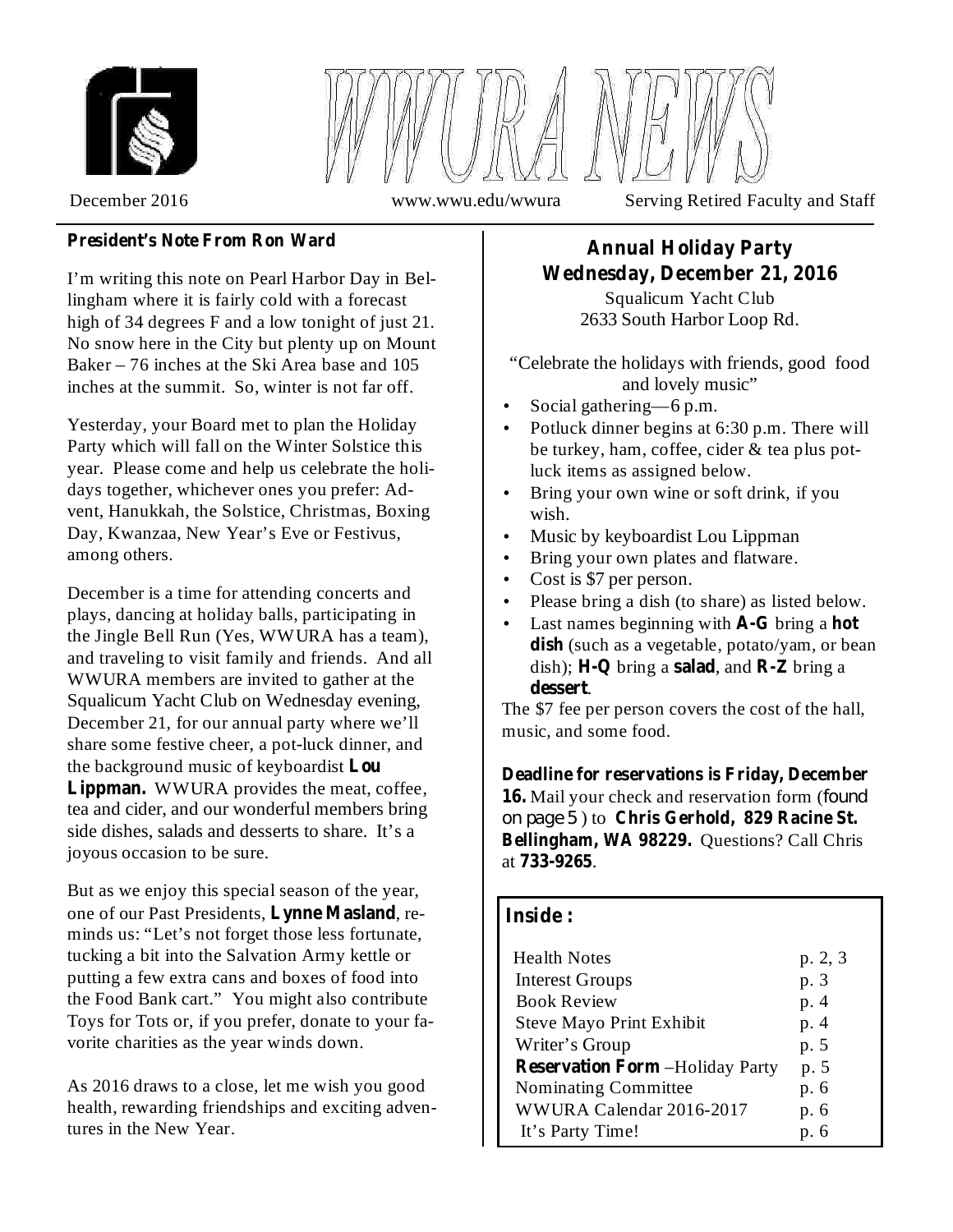# WWURA NEWS

December 2016 www.wwu.edu/wwura Serving Retired Faculty and Staff

**President's Note From Ron Ward**

I'm writing this note on Pearl Harbor Day in Bellingham where it is fairly cold with a forecast high of 34 degrees F and a low tonight of just 21. No snow here in the City but plenty up on Mount Baker – 76 inches at the Ski Area base and 105 inches at the summit. So, winter is not far off.

Yesterday, your Board met to plan the Holiday Party which will fall on the Winter Solstice this year. Please come and help us celebrate the holidays together, whichever ones you prefer: Advent, Hanukkah, the Solstice, Christmas, Boxing Day, Kwanzaa, New Year's Eve or Festivus, among others.

December is a time for attending concerts and plays, dancing at holiday balls, participating in the Jingle Bell Run (Yes, WWURA has a team), and traveling to visit family and friends. And all WWURA members are invited to gather at the Squalicum Yacht Club on Wednesday evening, December 21, for our annual party where we'll share some festive cheer, a pot-luck dinner, and the background music of keyboardist **Lou Lippman.** WWURA provides the meat, coffee, tea and cider, and our wonderful members bring side dishes, salads and desserts to share. It's a joyous occasion to be sure.

But as we enjoy this special season of the year, one of our Past Presidents, **Lynne Masland**, reminds us: "Let's not forget those less fortunate, tucking a bit into the Salvation Army kettle or putting a few extra cans and boxes of food into the Food Bank cart." You might also contribute Toys for Tots or, if you prefer, donate to your favorite charities as the year winds down.

As 2016 draws to a close, let me wish you good health, rewarding friendships and exciting adventures in the New Year.

## Annual Holiday Party
## Wednesday, December 21, 2016

Squalicum Yacht Club
2633 South Harbor Loop Rd.

"Celebrate the holidays with friends, good food and lovely music"

- Social gathering—6 p.m.
- Potluck dinner begins at 6:30 p.m. There will be turkey, ham, coffee, cider & tea plus potluck items as assigned below.
- Bring your own wine or soft drink, if you wish.
- Music by keyboardist Lou Lippman
- Bring your own plates and flatware.
- Cost is $7 per person.
- Please bring a dish (to share) as listed below.
- Last names beginning with **A-G** bring a **hot dish** (such as a vegetable, potato/yam, or bean dish); **H-Q** bring a **salad**, and **R-Z** bring a **dessert**.

The $7 fee per person covers the cost of the hall, music, and some food.

**Deadline for reservations is Friday, December 16.** Mail your check and reservation form (found on page 5 ) to **Chris Gerhold, 829 Racine St. Bellingham, WA 98229.** Questions? Call Chris at **733-9265**.

**Inside :**

| | |
|---|---|
| Health Notes | p. 2, 3 |
| Interest Groups | p. 3 |
| Book Review | p. 4 |
| Steve Mayo Print Exhibit | p. 4 |
| Writer's Group | p. 5 |
| **Reservation Form** –Holiday Party | p. 5 |
| Nominating Committee | p. 6 |
| WWURA Calendar 2016-2017 | p. 6 |
| It's Party Time! | p. 6 |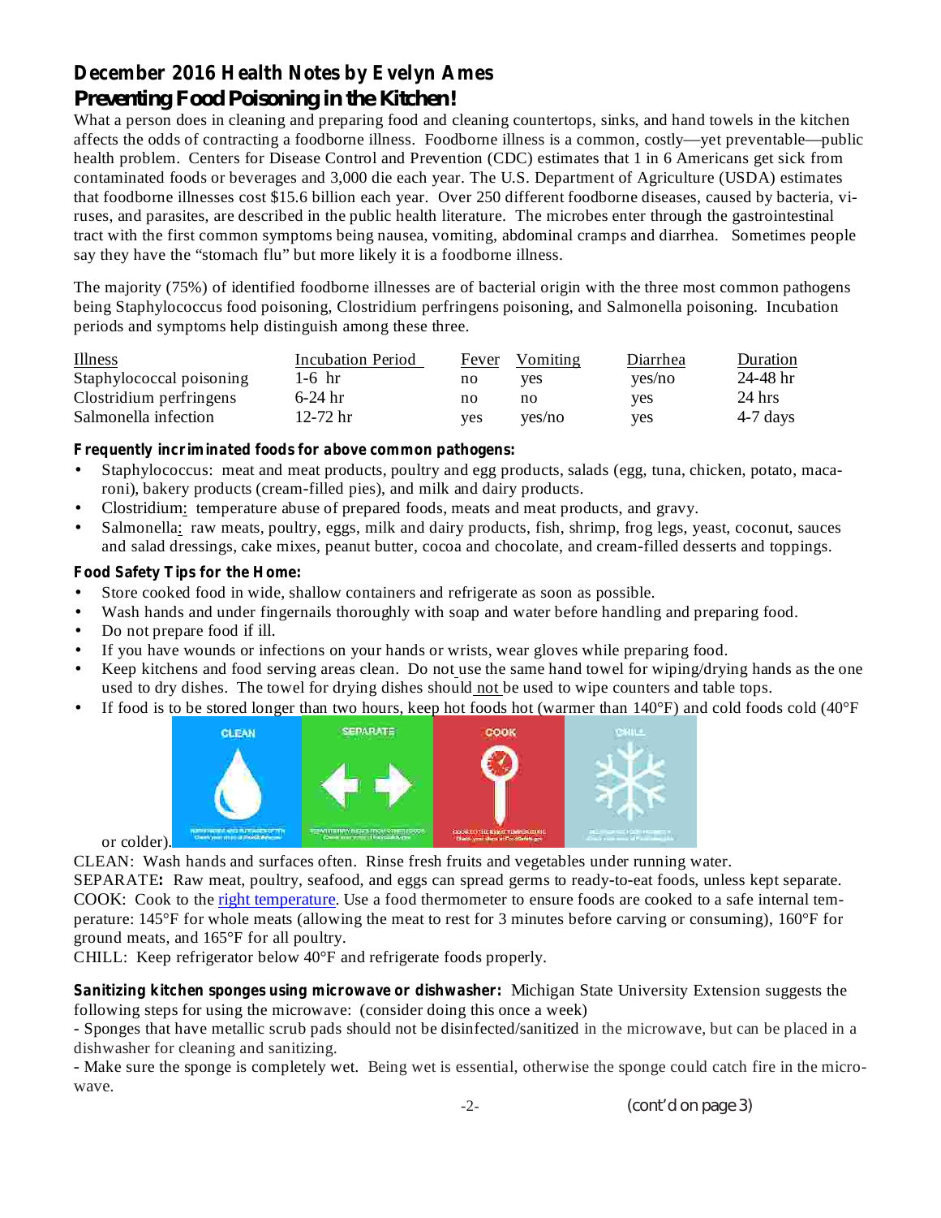## December 2016 Health Notes by Evelyn Ames

### Preventing Food Poisoning in the Kitchen!

What a person does in cleaning and preparing food and cleaning countertops, sinks, and hand towels in the kitchen affects the odds of contracting a foodborne illness. Foodborne illness is a common, costly—yet preventable—public health problem. Centers for Disease Control and Prevention (CDC) estimates that 1 in 6 Americans get sick from contaminated foods or beverages and 3,000 die each year. The U.S. Department of Agriculture (USDA) estimates that foodborne illnesses cost $15.6 billion each year. Over 250 different foodborne diseases, caused by bacteria, viruses, and parasites, are described in the public health literature. The microbes enter through the gastrointestinal tract with the first common symptoms being nausea, vomiting, abdominal cramps and diarrhea. Sometimes people say they have the "stomach flu" but more likely it is a foodborne illness.

The majority (75%) of identified foodborne illnesses are of bacterial origin with the three most common pathogens being Staphylococcus food poisoning, Clostridium perfringens poisoning, and Salmonella poisoning. Incubation periods and symptoms help distinguish among these three.

| Illness | Incubation Period | Fever | Vomiting | Diarrhea | Duration |
|---|---|---|---|---|---|
| Staphylococcal poisoning | 1-6 hr | no | yes | yes/no | 24-48 hr |
| Clostridium perfringens | 6-24 hr | no | no | yes | 24 hrs |
| Salmonella infection | 12-72 hr | yes | yes/no | yes | 4-7 days |

**Frequently incriminated foods for above common pathogens:**

- Staphylococcus: meat and meat products, poultry and egg products, salads (egg, tuna, chicken, potato, macaroni), bakery products (cream-filled pies), and milk and dairy products.
- Clostridium: temperature abuse of prepared foods, meats and meat products, and gravy.
- Salmonella: raw meats, poultry, eggs, milk and dairy products, fish, shrimp, frog legs, yeast, coconut, sauces and salad dressings, cake mixes, peanut butter, cocoa and chocolate, and cream-filled desserts and toppings.

**Food Safety Tips for the Home:**

- Store cooked food in wide, shallow containers and refrigerate as soon as possible.
- Wash hands and under fingernails thoroughly with soap and water before handling and preparing food.
- Do not prepare food if ill.
- If you have wounds or infections on your hands or wrists, wear gloves while preparing food.
- Keep kitchens and food serving areas clean. Do not use the same hand towel for wiping/drying hands as the one used to dry dishes. The towel for drying dishes should not be used to wipe counters and table tops.
- If food is to be stored longer than two hours, keep hot foods hot (warmer than 140°F) and cold foods cold (40°F or colder).

CLEAN: Wash hands and surfaces often. Rinse fresh fruits and vegetables under running water.
SEPARATE**:** Raw meat, poultry, seafood, and eggs can spread germs to ready-to-eat foods, unless kept separate.
COOK: Cook to the right temperature. Use a food thermometer to ensure foods are cooked to a safe internal temperature: 145°F for whole meats (allowing the meat to rest for 3 minutes before carving or consuming), 160°F for ground meats, and 165°F for all poultry.
CHILL: Keep refrigerator below 40°F and refrigerate foods properly.

**Sanitizing kitchen sponges using microwave or dishwasher:** Michigan State University Extension suggests the following steps for using the microwave: (consider doing this once a week)

- Sponges that have metallic scrub pads should not be disinfected/sanitized in the microwave, but can be placed in a dishwasher for cleaning and sanitizing.

- Make sure the sponge is completely wet. Being wet is essential, otherwise the sponge could catch fire in the microwave.

(cont'd on page 3)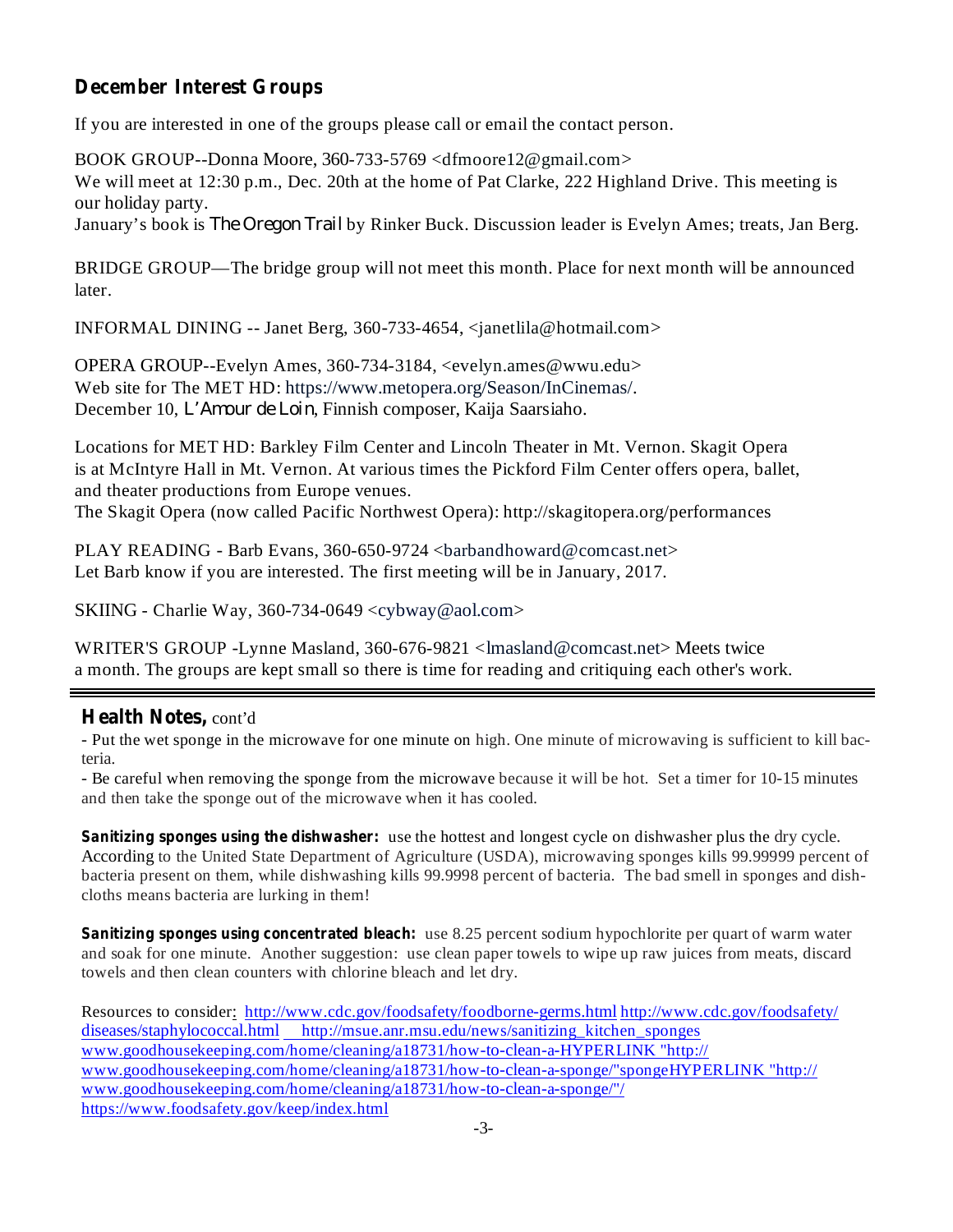## December Interest Groups

If you are interested in one of the groups please call or email the contact person.

BOOK GROUP--Donna Moore, 360-733-5769 <dfmoore12@gmail.com>
We will meet at 12:30 p.m., Dec. 20th at the home of Pat Clarke, 222 Highland Drive. This meeting is our holiday party.
January's book is *The Oregon Trail* by Rinker Buck. Discussion leader is Evelyn Ames; treats, Jan Berg.

BRIDGE GROUP—The bridge group will not meet this month. Place for next month will be announced later.

INFORMAL DINING -- Janet Berg, 360-733-4654, <janetlila@hotmail.com>

OPERA GROUP--Evelyn Ames, 360-734-3184, <evelyn.ames@wwu.edu>
Web site for The MET HD: https://www.metopera.org/Season/InCinemas/.
December 10, *L'Amour de Loin*, Finnish composer, Kaija Saarsiaho.

Locations for MET HD: Barkley Film Center and Lincoln Theater in Mt. Vernon. Skagit Opera is at McIntyre Hall in Mt. Vernon. At various times the Pickford Film Center offers opera, ballet, and theater productions from Europe venues.
The Skagit Opera (now called Pacific Northwest Opera): http://skagitopera.org/performances

PLAY READING - Barb Evans, 360-650-9724 <barbandhoward@comcast.net>
Let Barb know if you are interested. The first meeting will be in January, 2017.

SKIING - Charlie Way, 360-734-0649 <cybway@aol.com>

WRITER'S GROUP -Lynne Masland, 360-676-9821 <lmasland@comcast.net> Meets twice a month. The groups are kept small so there is time for reading and critiquing each other's work.

---

## Health Notes, cont'd

- Put the wet sponge in the microwave for one minute on high. One minute of microwaving is sufficient to kill bacteria.
- Be careful when removing the sponge from the microwave because it will be hot. Set a timer for 10-15 minutes and then take the sponge out of the microwave when it has cooled.

**Sanitizing sponges using the dishwasher:** use the hottest and longest cycle on dishwasher plus the dry cycle. According to the United State Department of Agriculture (USDA), microwaving sponges kills 99.99999 percent of bacteria present on them, while dishwashing kills 99.9998 percent of bacteria. The bad smell in sponges and dishcloths means bacteria are lurking in them!

**Sanitizing sponges using concentrated bleach:** use 8.25 percent sodium hypochlorite per quart of warm water and soak for one minute. Another suggestion: use clean paper towels to wipe up raw juices from meats, discard towels and then clean counters with chlorine bleach and let dry.

Resources to consider: http://www.cdc.gov/foodsafety/foodborne-germs.html http://www.cdc.gov/foodsafety/diseases/staphylococcal.html http://msue.anr.msu.edu/news/sanitizing_kitchen_sponges www.goodhousekeeping.com/home/cleaning/a18731/how-to-clean-a-HYPERLINK "http://www.goodhousekeeping.com/home/cleaning/a18731/how-to-clean-a-sponge/"spongeHYPERLINK "http://www.goodhousekeeping.com/home/cleaning/a18731/how-to-clean-a-sponge/"/
https://www.foodsafety.gov/keep/index.html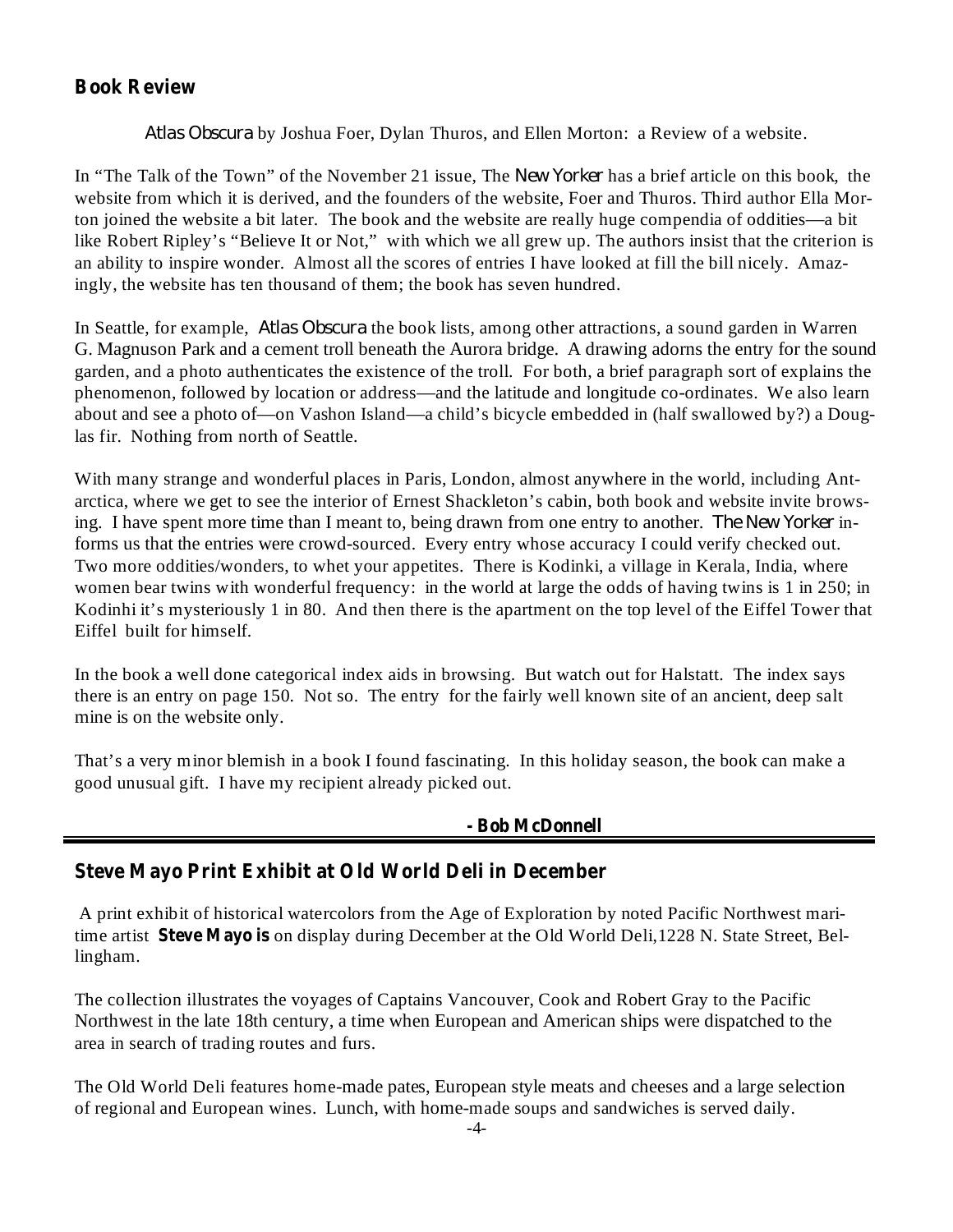## Book Review

*Atlas Obscura* by Joshua Foer, Dylan Thuros, and Ellen Morton: a Review of a website.

In "The Talk of the Town" of the November 21 issue, The *New Yorker* has a brief article on this book, the website from which it is derived, and the founders of the website, Foer and Thuros. Third author Ella Morton joined the website a bit later. The book and the website are really huge compendia of oddities—a bit like Robert Ripley's "Believe It or Not," with which we all grew up. The authors insist that the criterion is an ability to inspire wonder. Almost all the scores of entries I have looked at fill the bill nicely. Amazingly, the website has ten thousand of them; the book has seven hundred.

In Seattle, for example, *Atlas Obscura* the book lists, among other attractions, a sound garden in Warren G. Magnuson Park and a cement troll beneath the Aurora bridge. A drawing adorns the entry for the sound garden, and a photo authenticates the existence of the troll. For both, a brief paragraph sort of explains the phenomenon, followed by location or address—and the latitude and longitude co-ordinates. We also learn about and see a photo of—on Vashon Island—a child's bicycle embedded in (half swallowed by?) a Douglas fir. Nothing from north of Seattle.

With many strange and wonderful places in Paris, London, almost anywhere in the world, including Antarctica, where we get to see the interior of Ernest Shackleton's cabin, both book and website invite browsing. I have spent more time than I meant to, being drawn from one entry to another. *The New Yorker* informs us that the entries were crowd-sourced. Every entry whose accuracy I could verify checked out. Two more oddities/wonders, to whet your appetites. There is Kodinki, a village in Kerala, India, where women bear twins with wonderful frequency: in the world at large the odds of having twins is 1 in 250; in Kodinhi it's mysteriously 1 in 80. And then there is the apartment on the top level of the Eiffel Tower that Eiffel built for himself.

In the book a well done categorical index aids in browsing. But watch out for Halstatt. The index says there is an entry on page 150. Not so. The entry for the fairly well known site of an ancient, deep salt mine is on the website only.

That's a very minor blemish in a book I found fascinating. In this holiday season, the book can make a good unusual gift. I have my recipient already picked out.

**- Bob McDonnell**

---

## Steve Mayo Print Exhibit at Old World Deli in December

A print exhibit of historical watercolors from the Age of Exploration by noted Pacific Northwest maritime artist **Steve Mayo is** on display during December at the Old World Deli,1228 N. State Street, Bellingham.

The collection illustrates the voyages of Captains Vancouver, Cook and Robert Gray to the Pacific Northwest in the late 18th century, a time when European and American ships were dispatched to the area in search of trading routes and furs.

The Old World Deli features home-made pates, European style meats and cheeses and a large selection of regional and European wines. Lunch, with home-made soups and sandwiches is served daily.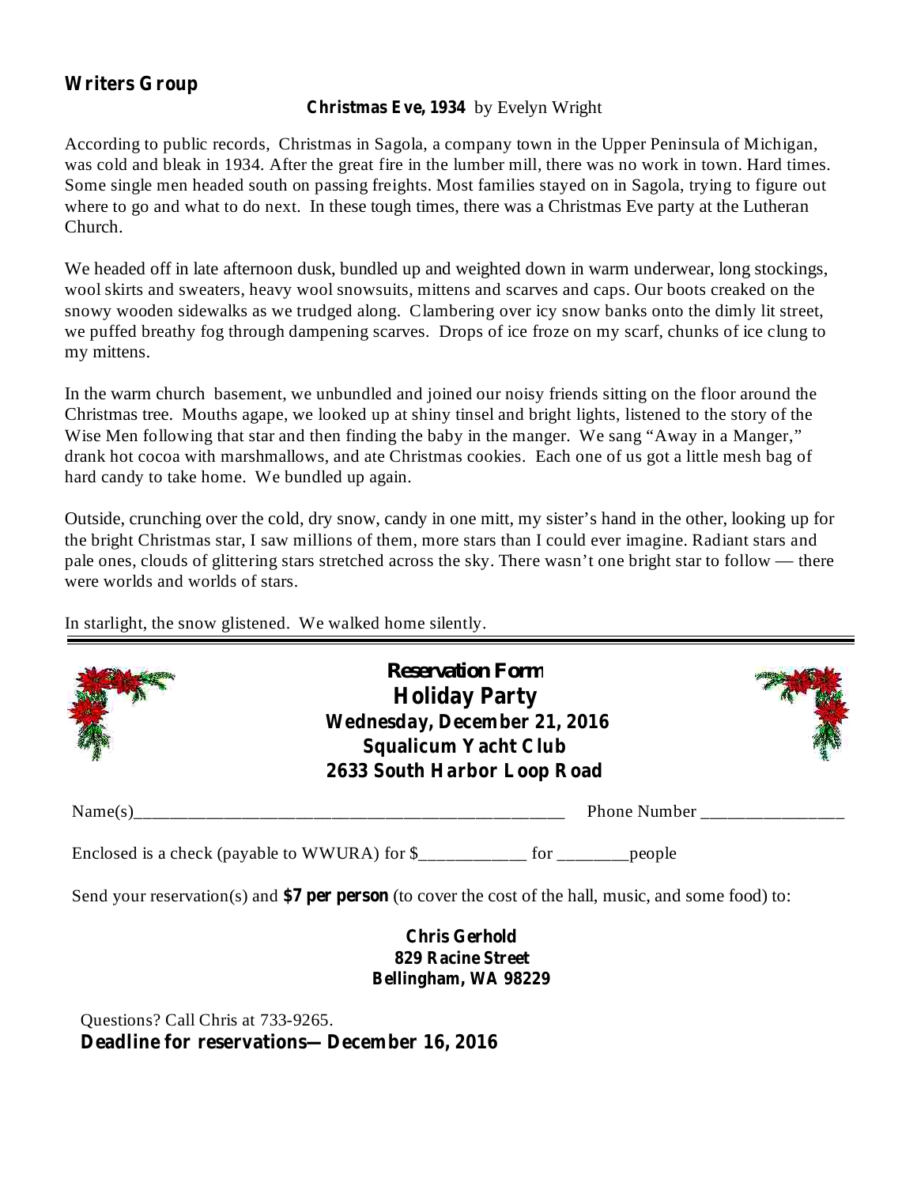## Writers Group

**Christmas Eve, 1934** by Evelyn Wright

According to public records, Christmas in Sagola, a company town in the Upper Peninsula of Michigan, was cold and bleak in 1934. After the great fire in the lumber mill, there was no work in town. Hard times. Some single men headed south on passing freights. Most families stayed on in Sagola, trying to figure out where to go and what to do next. In these tough times, there was a Christmas Eve party at the Lutheran Church.

We headed off in late afternoon dusk, bundled up and weighted down in warm underwear, long stockings, wool skirts and sweaters, heavy wool snowsuits, mittens and scarves and caps. Our boots creaked on the snowy wooden sidewalks as we trudged along. Clambering over icy snow banks onto the dimly lit street, we puffed breathy fog through dampening scarves. Drops of ice froze on my scarf, chunks of ice clung to my mittens.

In the warm church basement, we unbundled and joined our noisy friends sitting on the floor around the Christmas tree. Mouths agape, we looked up at shiny tinsel and bright lights, listened to the story of the Wise Men following that star and then finding the baby in the manger. We sang "Away in a Manger," drank hot cocoa with marshmallows, and ate Christmas cookies. Each one of us got a little mesh bag of hard candy to take home. We bundled up again.

Outside, crunching over the cold, dry snow, candy in one mitt, my sister's hand in the other, looking up for the bright Christmas star, I saw millions of them, more stars than I could ever imagine. Radiant stars and pale ones, clouds of glittering stars stretched across the sky. There wasn't one bright star to follow — there were worlds and worlds of stars.

In starlight, the snow glistened. We walked home silently.

---

**Reservation Form**

**Holiday Party**

**Wednesday, December 21, 2016**

**Squalicum Yacht Club**

**2633 South Harbor Loop Road**

Name(s)_______________________________________________ Phone Number ________________

Enclosed is a check (payable to WWURA) for $____________ for ________people

Send your reservation(s) and **$7 per person** (to cover the cost of the hall, music, and some food) to:

**Chris Gerhold**
**829 Racine Street**
**Bellingham, WA 98229**

Questions? Call Chris at 733-9265.

**Deadline for reservations—December 16, 2016**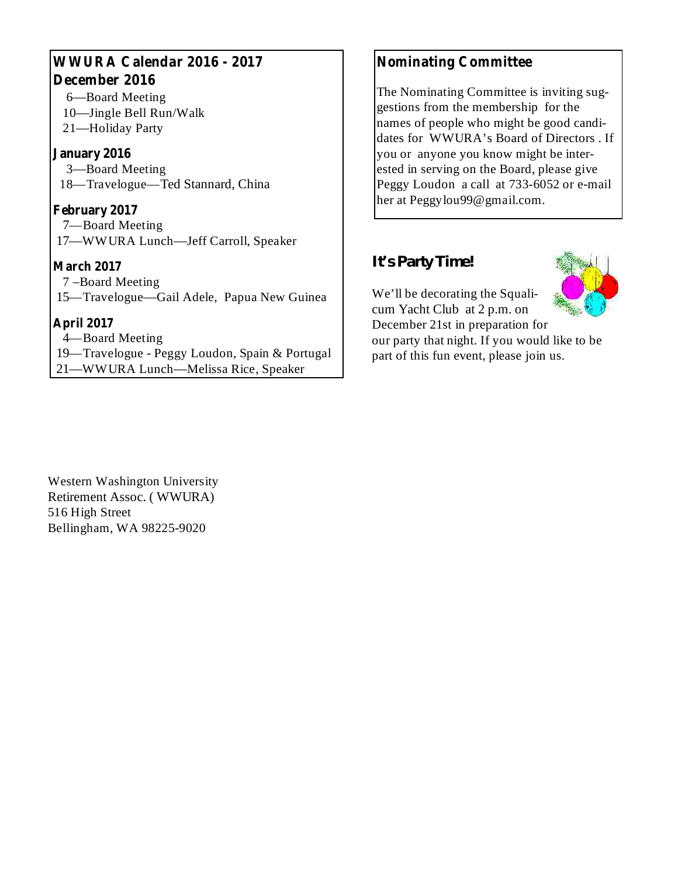## WWURA Calendar 2016 - 2017

### December 2016

6—Board Meeting
10—Jingle Bell Run/Walk
21—Holiday Party

### January 2016

3—Board Meeting
18—Travelogue—Ted Stannard, China

### February 2017

7—Board Meeting
17—WWURA Lunch—Jeff Carroll, Speaker

### March 2017

7 –Board Meeting
15—Travelogue—Gail Adele, Papua New Guinea

### April 2017

4—Board Meeting
19—Travelogue - Peggy Loudon, Spain & Portugal
21—WWURA Lunch—Melissa Rice, Speaker

## Nominating Committee

The Nominating Committee is inviting suggestions from the membership for the names of people who might be good candidates for WWURA's Board of Directors . If you or anyone you know might be interested in serving on the Board, please give Peggy Loudon a call at 733-6052 or e-mail her at Peggylou99@gmail.com.

## It's Party Time!

We'll be decorating the Squalicum Yacht Club at 2 p.m. on December 21st in preparation for our party that night. If you would like to be part of this fun event, please join us.

Western Washington University
Retirement Assoc. ( WWURA)
516 High Street
Bellingham, WA 98225-9020